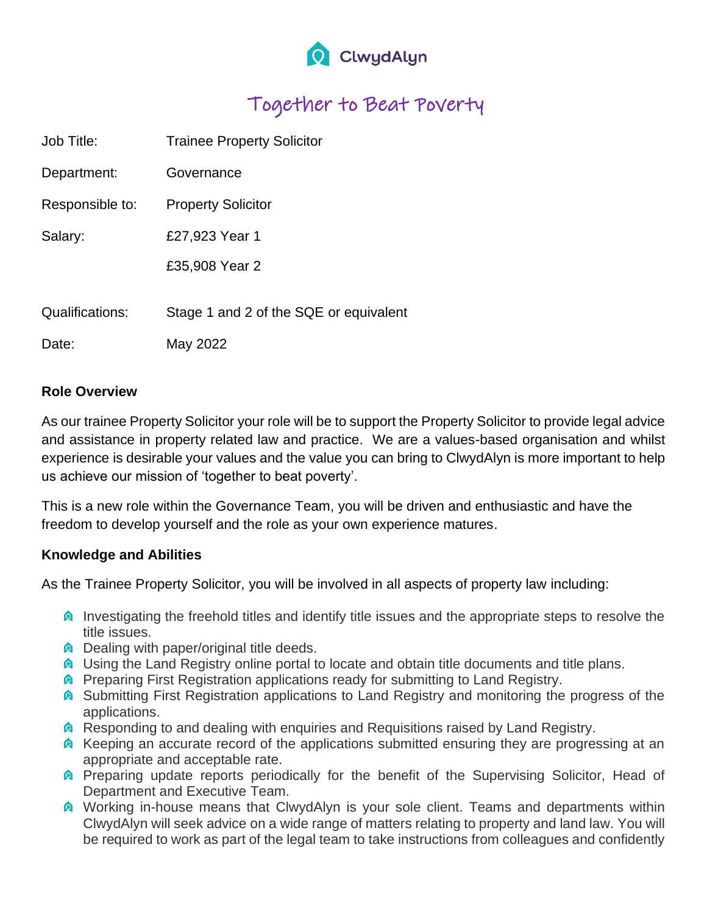ClwydAlyn

# Together to Beat Poverty

| | |
|---|---|
| Job Title: | Trainee Property Solicitor |
| Department: | Governance |
| Responsible to: | Property Solicitor |
| Salary: | £27,923 Year 1 |
| | £35,908 Year 2 |
| Qualifications: | Stage 1 and 2 of the SQE or equivalent |
| Date: | May 2022 |

**Role Overview**

As our trainee Property Solicitor your role will be to support the Property Solicitor to provide legal advice and assistance in property related law and practice. We are a values-based organisation and whilst experience is desirable your values and the value you can bring to ClwydAlyn is more important to help us achieve our mission of 'together to beat poverty'.

This is a new role within the Governance Team, you will be driven and enthusiastic and have the freedom to develop yourself and the role as your own experience matures.

**Knowledge and Abilities**

As the Trainee Property Solicitor, you will be involved in all aspects of property law including:

- Investigating the freehold titles and identify title issues and the appropriate steps to resolve the title issues.
- Dealing with paper/original title deeds.
- Using the Land Registry online portal to locate and obtain title documents and title plans.
- Preparing First Registration applications ready for submitting to Land Registry.
- Submitting First Registration applications to Land Registry and monitoring the progress of the applications.
- Responding to and dealing with enquiries and Requisitions raised by Land Registry.
- Keeping an accurate record of the applications submitted ensuring they are progressing at an appropriate and acceptable rate.
- Preparing update reports periodically for the benefit of the Supervising Solicitor, Head of Department and Executive Team.
- Working in-house means that ClwydAlyn is your sole client. Teams and departments within ClwydAlyn will seek advice on a wide range of matters relating to property and land law. You will be required to work as part of the legal team to take instructions from colleagues and confidently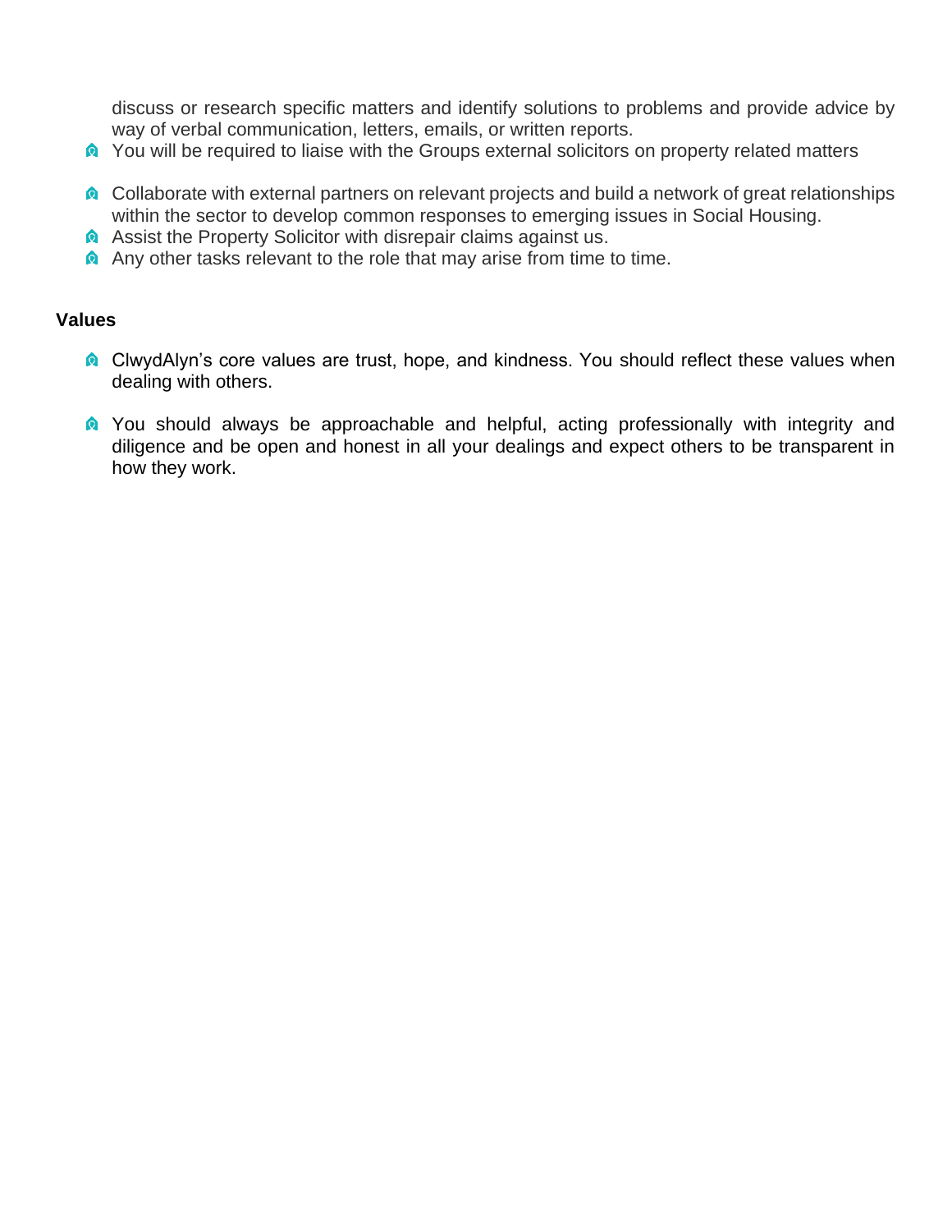discuss or research specific matters and identify solutions to problems and provide advice by way of verbal communication, letters, emails, or written reports.

- You will be required to liaise with the Groups external solicitors on property related matters
- Collaborate with external partners on relevant projects and build a network of great relationships within the sector to develop common responses to emerging issues in Social Housing.
- Assist the Property Solicitor with disrepair claims against us.
- Any other tasks relevant to the role that may arise from time to time.

**Values**

- ClwydAlyn's core values are trust, hope, and kindness. You should reflect these values when dealing with others.
- You should always be approachable and helpful, acting professionally with integrity and diligence and be open and honest in all your dealings and expect others to be transparent in how they work.